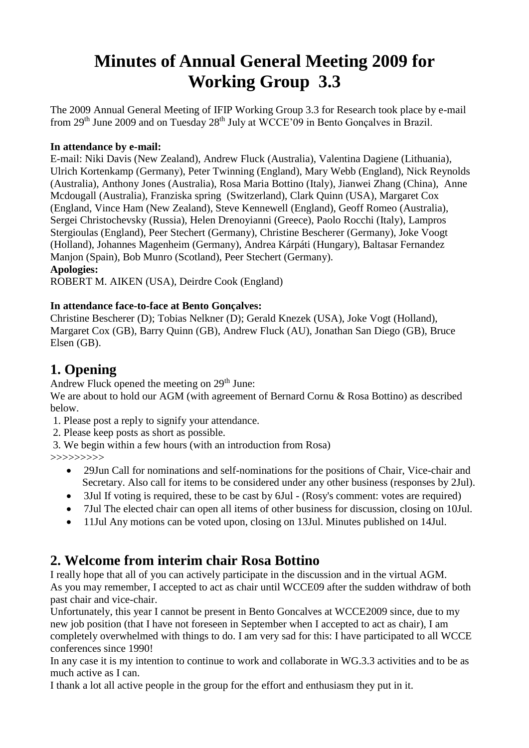# Minutes of Annual General Meeting 2009 for Working Group 3.3

The 2009 Annual General Meeting of IFIP Working Group 3.3 for Research took place by e-mail from 29th June 2009 and on Tuesday 28th July at WCCE'09 in Bento Gonçalves in Brazil.

**In attendance by e-mail:**

E-mail: Niki Davis (New Zealand), Andrew Fluck (Australia), Valentina Dagiene (Lithuania), Ulrich Kortenkamp (Germany), Peter Twinning (England), Mary Webb (England), Nick Reynolds (Australia), Anthony Jones (Australia), Rosa Maria Bottino (Italy), Jianwei Zhang (China), Anne Mcdougall (Australia), Franziska spring (Switzerland), Clark Quinn (USA), Margaret Cox (England, Vince Ham (New Zealand), Steve Kennewell (England), Geoff Romeo (Australia), Sergei Christochevsky (Russia), Helen Drenoyianni (Greece), Paolo Rocchi (Italy), Lampros Stergioulas (England), Peer Stechert (Germany), Christine Bescherer (Germany), Joke Voogt (Holland), Johannes Magenheim (Germany), Andrea Kárpáti (Hungary), Baltasar Fernandez Manjon (Spain), Bob Munro (Scotland), Peer Stechert (Germany).

**Apologies:**

ROBERT M. AIKEN (USA), Deirdre Cook (England)

**In attendance face-to-face at Bento Gonçalves:**

Christine Bescherer (D); Tobias Nelkner (D); Gerald Knezek (USA), Joke Vogt (Holland), Margaret Cox (GB), Barry Quinn (GB), Andrew Fluck (AU), Jonathan San Diego (GB), Bruce Elsen (GB).

## 1. Opening

Andrew Fluck opened the meeting on 29th June:

We are about to hold our AGM (with agreement of Bernard Cornu & Rosa Bottino) as described below.

1. Please post a reply to signify your attendance.
2. Please keep posts as short as possible.
3. We begin within a few hours (with an introduction from Rosa)

>>>>>>>>>

- 29Jun Call for nominations and self-nominations for the positions of Chair, Vice-chair and Secretary. Also call for items to be considered under any other business (responses by 2Jul).
- 3Jul If voting is required, these to be cast by 6Jul - (Rosy's comment: votes are required)
- 7Jul The elected chair can open all items of other business for discussion, closing on 10Jul.
- 11Jul Any motions can be voted upon, closing on 13Jul. Minutes published on 14Jul.

## 2. Welcome from interim chair Rosa Bottino

I really hope that all of you can actively participate in the discussion and in the virtual AGM.

As you may remember, I accepted to act as chair until WCCE09 after the sudden withdraw of both past chair and vice-chair.

Unfortunately, this year I cannot be present in Bento Goncalves at WCCE2009 since, due to my new job position (that I have not foreseen in September when I accepted to act as chair), I am completely overwhelmed with things to do. I am very sad for this: I have participated to all WCCE conferences since 1990!

In any case it is my intention to continue to work and collaborate in WG.3.3 activities and to be as much active as I can.

I thank a lot all active people in the group for the effort and enthusiasm they put in it.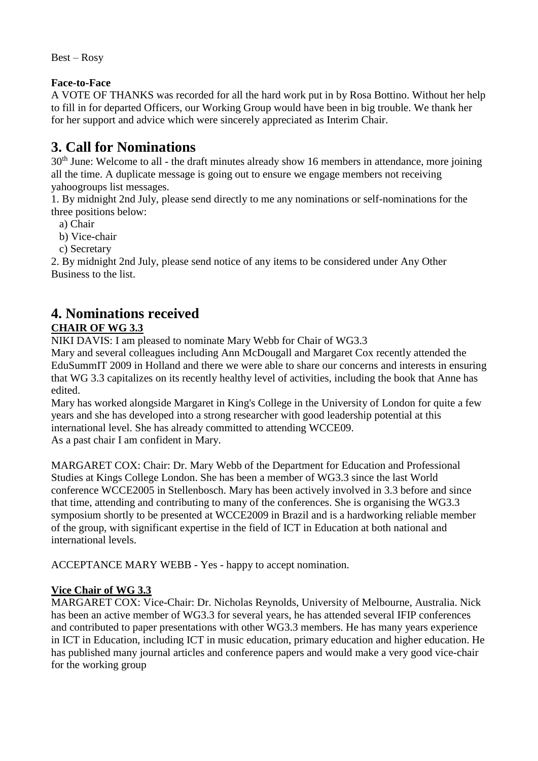Best – Rosy

**Face-to-Face**

A VOTE OF THANKS was recorded for all the hard work put in by Rosa Bottino. Without her help to fill in for departed Officers, our Working Group would have been in big trouble. We thank her for her support and advice which were sincerely appreciated as Interim Chair.

# 3. Call for Nominations

30th June: Welcome to all - the draft minutes already show 16 members in attendance, more joining all the time. A duplicate message is going out to ensure we engage members not receiving yahoogroups list messages.

1. By midnight 2nd July, please send directly to me any nominations or self-nominations for the three positions below:
   a) Chair
   b) Vice-chair
   c) Secretary
2. By midnight 2nd July, please send notice of any items to be considered under Any Other Business to the list.

# 4. Nominations received

**CHAIR OF WG 3.3**

NIKI DAVIS: I am pleased to nominate Mary Webb for Chair of WG3.3

Mary and several colleagues including Ann McDougall and Margaret Cox recently attended the EduSummIT 2009 in Holland and there we were able to share our concerns and interests in ensuring that WG 3.3 capitalizes on its recently healthy level of activities, including the book that Anne has edited.

Mary has worked alongside Margaret in King's College in the University of London for quite a few years and she has developed into a strong researcher with good leadership potential at this international level. She has already committed to attending WCCE09.

As a past chair I am confident in Mary.

MARGARET COX: Chair: Dr. Mary Webb of the Department for Education and Professional Studies at Kings College London. She has been a member of WG3.3 since the last World conference WCCE2005 in Stellenbosch. Mary has been actively involved in 3.3 before and since that time, attending and contributing to many of the conferences. She is organising the WG3.3 symposium shortly to be presented at WCCE2009 in Brazil and is a hardworking reliable member of the group, with significant expertise in the field of ICT in Education at both national and international levels.

ACCEPTANCE MARY WEBB - Yes - happy to accept nomination.

**Vice Chair of WG 3.3**

MARGARET COX: Vice-Chair: Dr. Nicholas Reynolds, University of Melbourne, Australia. Nick has been an active member of WG3.3 for several years, he has attended several IFIP conferences and contributed to paper presentations with other WG3.3 members. He has many years experience in ICT in Education, including ICT in music education, primary education and higher education. He has published many journal articles and conference papers and would make a very good vice-chair for the working group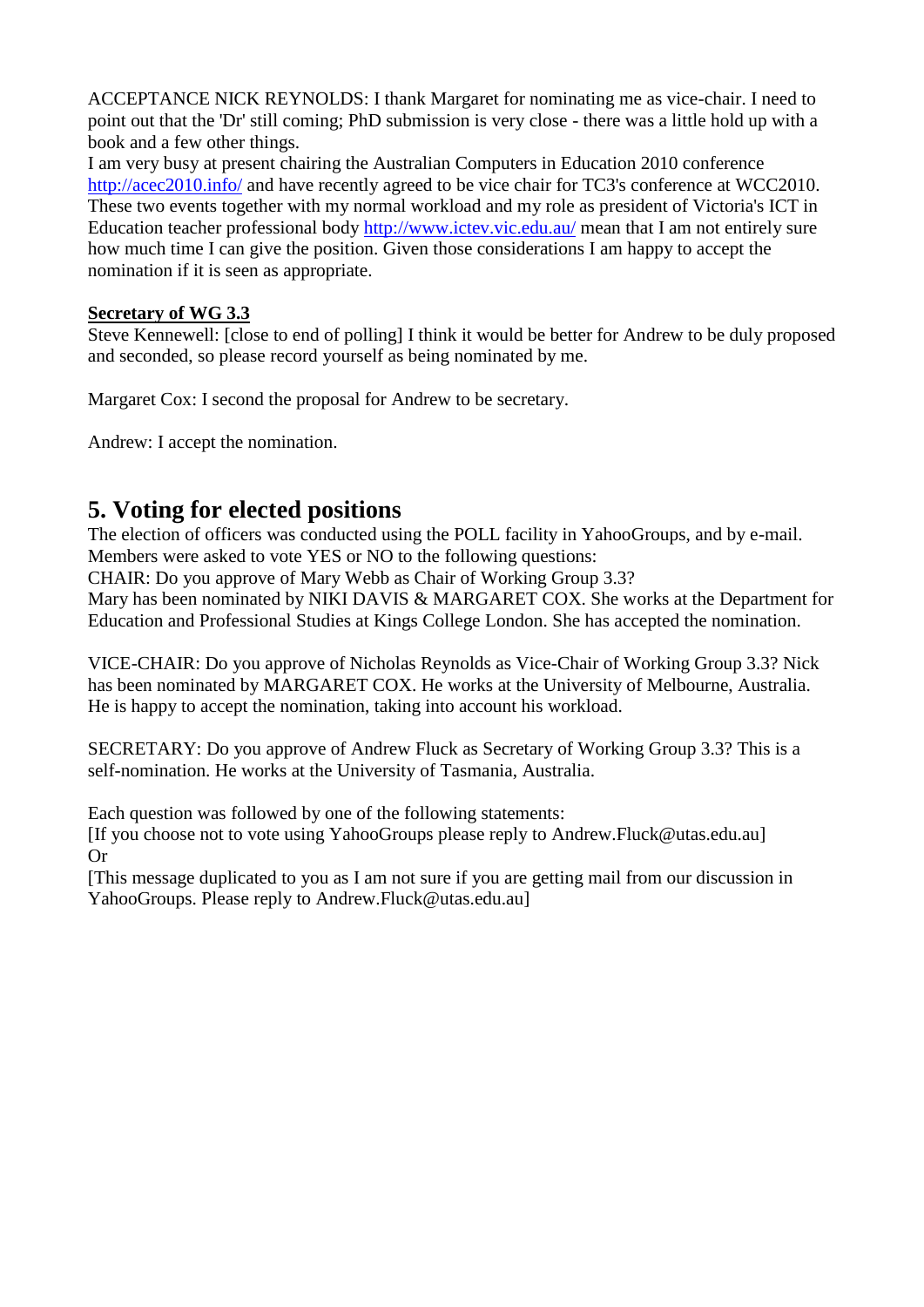ACCEPTANCE NICK REYNOLDS: I thank Margaret for nominating me as vice-chair. I need to point out that the 'Dr' still coming; PhD submission is very close - there was a little hold up with a book and a few other things.
I am very busy at present chairing the Australian Computers in Education 2010 conference http://acec2010.info/ and have recently agreed to be vice chair for TC3's conference at WCC2010. These two events together with my normal workload and my role as president of Victoria's ICT in Education teacher professional body http://www.ictev.vic.edu.au/ mean that I am not entirely sure how much time I can give the position. Given those considerations I am happy to accept the nomination if it is seen as appropriate.

**Secretary of WG 3.3**
Steve Kennewell: [close to end of polling] I think it would be better for Andrew to be duly proposed and seconded, so please record yourself as being nominated by me.

Margaret Cox: I second the proposal for Andrew to be secretary.

Andrew: I accept the nomination.

## 5. Voting for elected positions

The election of officers was conducted using the POLL facility in YahooGroups, and by e-mail. Members were asked to vote YES or NO to the following questions:
CHAIR: Do you approve of Mary Webb as Chair of Working Group 3.3?
Mary has been nominated by NIKI DAVIS & MARGARET COX. She works at the Department for Education and Professional Studies at Kings College London. She has accepted the nomination.

VICE-CHAIR: Do you approve of Nicholas Reynolds as Vice-Chair of Working Group 3.3? Nick has been nominated by MARGARET COX. He works at the University of Melbourne, Australia. He is happy to accept the nomination, taking into account his workload.

SECRETARY: Do you approve of Andrew Fluck as Secretary of Working Group 3.3? This is a self-nomination. He works at the University of Tasmania, Australia.

Each question was followed by one of the following statements:
[If you choose not to vote using YahooGroups please reply to Andrew.Fluck@utas.edu.au]
Or
[This message duplicated to you as I am not sure if you are getting mail from our discussion in YahooGroups. Please reply to Andrew.Fluck@utas.edu.au]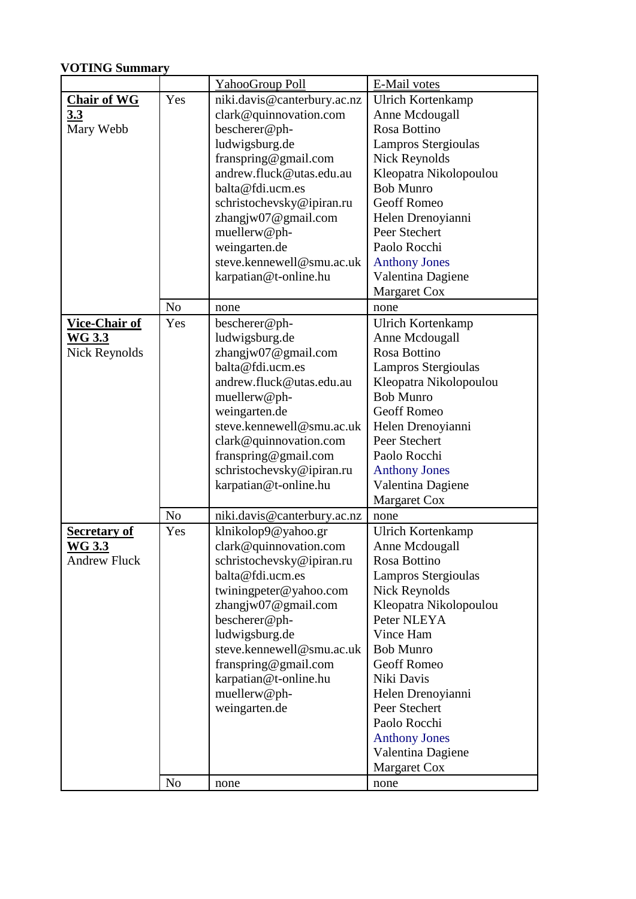**VOTING Summary**

| | | YahooGroup Poll | E-Mail votes |
|---|---|---|---|
| **Chair of WG 3.3** Mary Webb | Yes | niki.davis@canterbury.ac.nz clark@quinnovation.com bescherer@ph-ludwigsburg.de franspring@gmail.com andrew.fluck@utas.edu.au balta@fdi.ucm.es schristochevsky@ipiran.ru zhangjw07@gmail.com muellerw@ph-weingarten.de steve.kennewell@smu.ac.uk karpatian@t-online.hu | Ulrich Kortenkamp Anne Mcdougall Rosa Bottino Lampros Stergioulas Nick Reynolds Kleopatra Nikolopoulou Bob Munro Geoff Romeo Helen Drenoyianni Peer Stechert Paolo Rocchi Anthony Jones Valentina Dagiene Margaret Cox |
| | No | none | none |
| **Vice-Chair of WG 3.3** Nick Reynolds | Yes | bescherer@ph-ludwigsburg.de zhangjw07@gmail.com balta@fdi.ucm.es andrew.fluck@utas.edu.au muellerw@ph-weingarten.de steve.kennewell@smu.ac.uk clark@quinnovation.com franspring@gmail.com schristochevsky@ipiran.ru karpatian@t-online.hu | Ulrich Kortenkamp Anne Mcdougall Rosa Bottino Lampros Stergioulas Kleopatra Nikolopoulou Bob Munro Geoff Romeo Helen Drenoyianni Peer Stechert Paolo Rocchi Anthony Jones Valentina Dagiene Margaret Cox |
| | No | niki.davis@canterbury.ac.nz | none |
| **Secretary of WG 3.3** Andrew Fluck | Yes | klnikolop9@yahoo.gr clark@quinnovation.com schristochevsky@ipiran.ru balta@fdi.ucm.es twiningpeter@yahoo.com zhangjw07@gmail.com bescherer@ph-ludwigsburg.de steve.kennewell@smu.ac.uk franspring@gmail.com karpatian@t-online.hu muellerw@ph-weingarten.de | Ulrich Kortenkamp Anne Mcdougall Rosa Bottino Lampros Stergioulas Nick Reynolds Kleopatra Nikolopoulou Peter NLEYA Vince Ham Bob Munro Geoff Romeo Niki Davis Helen Drenoyianni Peer Stechert Paolo Rocchi Anthony Jones Valentina Dagiene Margaret Cox |
| | No | none | none |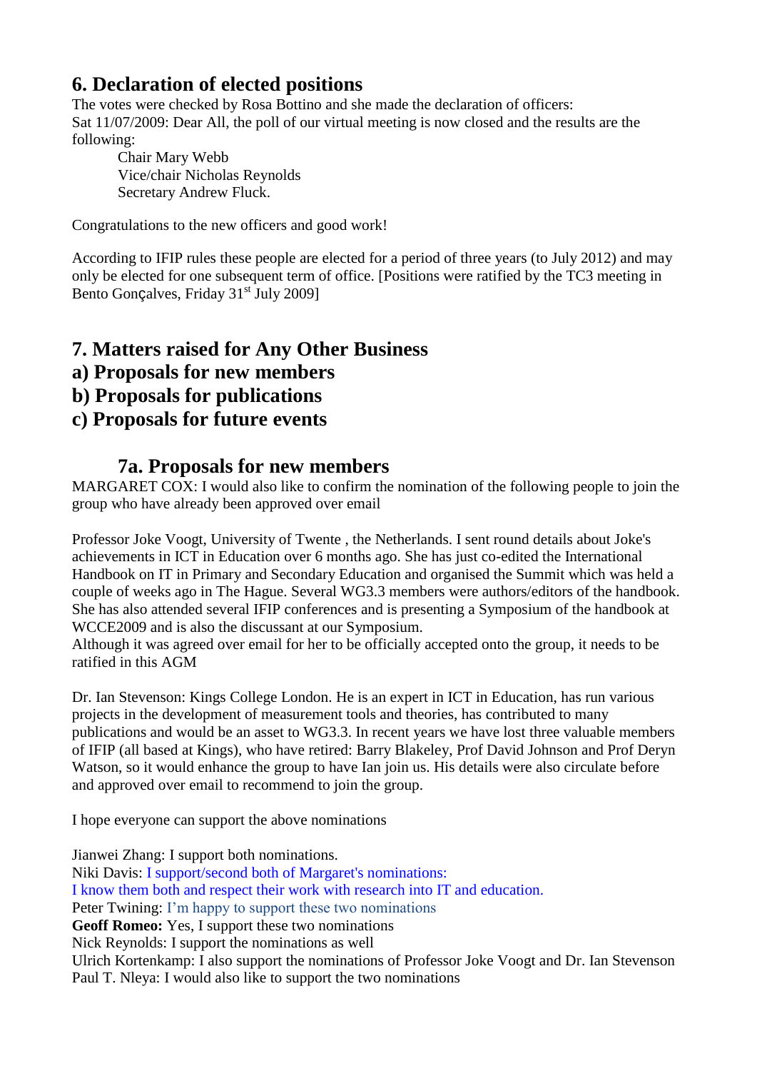## 6. Declaration of elected positions

The votes were checked by Rosa Bottino and she made the declaration of officers:
Sat 11/07/2009: Dear All, the poll of our virtual meeting is now closed and the results are the following:

Chair Mary Webb
Vice/chair Nicholas Reynolds
Secretary Andrew Fluck.

Congratulations to the new officers and good work!

According to IFIP rules these people are elected for a period of three years (to July 2012) and may only be elected for one subsequent term of office. [Positions were ratified by the TC3 meeting in Bento Gonçalves, Friday 31st July 2009]

## 7. Matters raised for Any Other Business

## a) Proposals for new members

## b) Proposals for publications

## c) Proposals for future events

### 7a. Proposals for new members

MARGARET COX: I would also like to confirm the nomination of the following people to join the group who have already been approved over email

Professor Joke Voogt, University of Twente , the Netherlands. I sent round details about Joke's achievements in ICT in Education over 6 months ago. She has just co-edited the International Handbook on IT in Primary and Secondary Education and organised the Summit which was held a couple of weeks ago in The Hague. Several WG3.3 members were authors/editors of the handbook. She has also attended several IFIP conferences and is presenting a Symposium of the handbook at WCCE2009 and is also the discussant at our Symposium.
Although it was agreed over email for her to be officially accepted onto the group, it needs to be ratified in this AGM

Dr. Ian Stevenson: Kings College London. He is an expert in ICT in Education, has run various projects in the development of measurement tools and theories, has contributed to many publications and would be an asset to WG3.3. In recent years we have lost three valuable members of IFIP (all based at Kings), who have retired: Barry Blakeley, Prof David Johnson and Prof Deryn Watson, so it would enhance the group to have Ian join us. His details were also circulate before and approved over email to recommend to join the group.

I hope everyone can support the above nominations

Jianwei Zhang: I support both nominations.
Niki Davis: I support/second both of Margaret's nominations:
I know them both and respect their work with research into IT and education.
Peter Twining: I'm happy to support these two nominations
**Geoff Romeo:** Yes, I support these two nominations
Nick Reynolds: I support the nominations as well
Ulrich Kortenkamp: I also support the nominations of Professor Joke Voogt and Dr. Ian Stevenson
Paul T. Nleya: I would also like to support the two nominations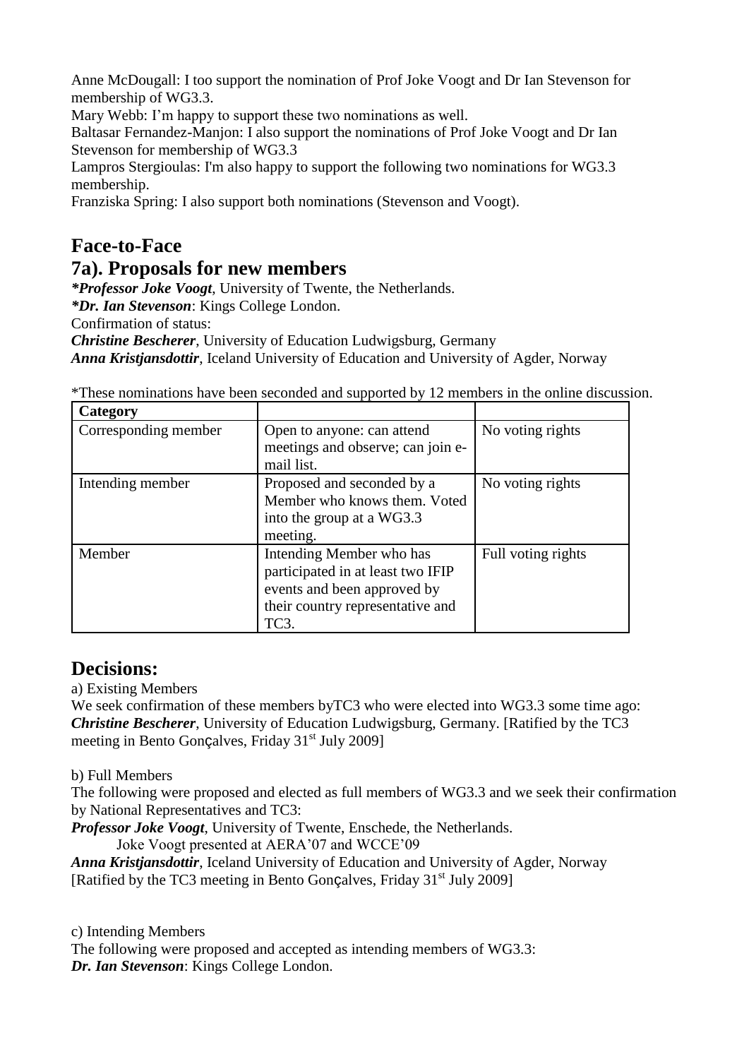Anne McDougall: I too support the nomination of Prof Joke Voogt and Dr Ian Stevenson for membership of WG3.3.
Mary Webb: I'm happy to support these two nominations as well.
Baltasar Fernandez-Manjon: I also support the nominations of Prof Joke Voogt and Dr Ian Stevenson for membership of WG3.3
Lampros Stergioulas: I'm also happy to support the following two nominations for WG3.3 membership.
Franziska Spring: I also support both nominations (Stevenson and Voogt).

## Face-to-Face

## 7a). Proposals for new members

***Professor Joke Voogt**, University of Twente, the Netherlands.
***Dr. Ian Stevenson**: Kings College London.
Confirmation of status:
***Christine Bescherer***, University of Education Ludwigsburg, Germany
***Anna Kristjansdottir***, Iceland University of Education and University of Agder, Norway

*These nominations have been seconded and supported by 12 members in the online discussion.

| Category | | |
|---|---|---|
| Corresponding member | Open to anyone: can attend meetings and observe; can join e-mail list. | No voting rights |
| Intending member | Proposed and seconded by a Member who knows them. Voted into the group at a WG3.3 meeting. | No voting rights |
| Member | Intending Member who has participated in at least two IFIP events and been approved by their country representative and TC3. | Full voting rights |

## Decisions:

a) Existing Members
We seek confirmation of these members byTC3 who were elected into WG3.3 some time ago:
***Christine Bescherer***, University of Education Ludwigsburg, Germany. [Ratified by the TC3 meeting in Bento Gonçalves, Friday 31st July 2009]

b) Full Members
The following were proposed and elected as full members of WG3.3 and we seek their confirmation by National Representatives and TC3:
***Professor Joke Voogt***, University of Twente, Enschede, the Netherlands.
Joke Voogt presented at AERA'07 and WCCE'09
***Anna Kristjansdottir***, Iceland University of Education and University of Agder, Norway
[Ratified by the TC3 meeting in Bento Gonçalves, Friday 31st July 2009]

c) Intending Members
The following were proposed and accepted as intending members of WG3.3:
***Dr. Ian Stevenson***: Kings College London.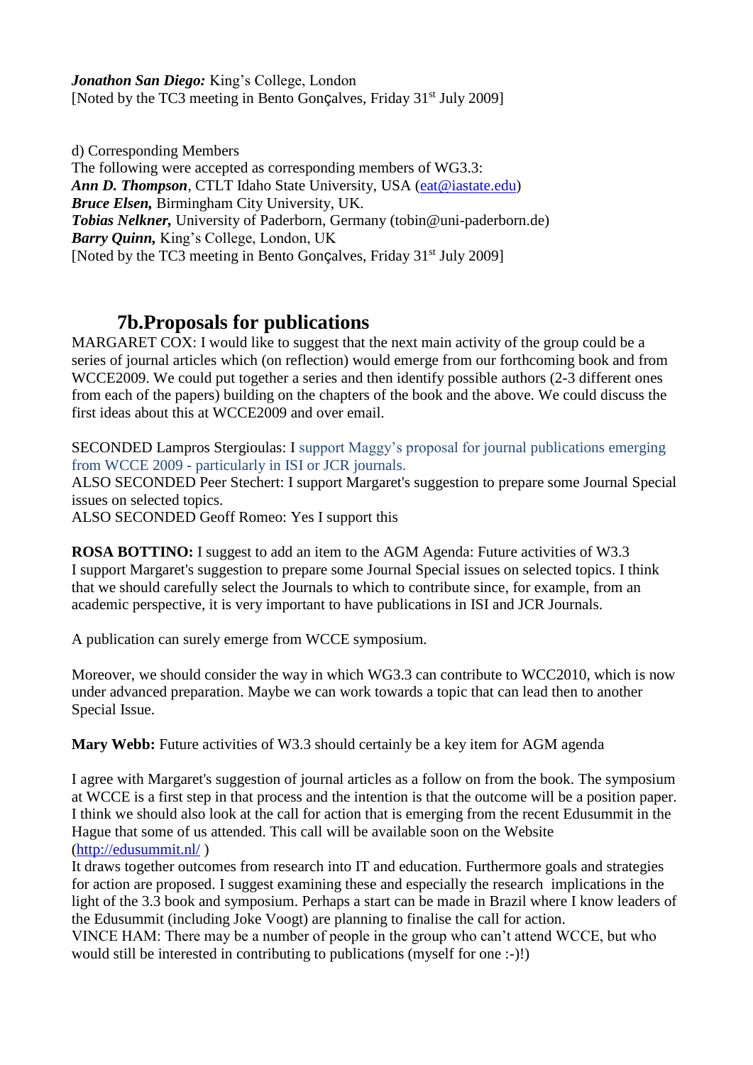***Jonathon San Diego:*** King's College, London
[Noted by the TC3 meeting in Bento Gonçalves, Friday 31st July 2009]

d) Corresponding Members
The following were accepted as corresponding members of WG3.3:
***Ann D. Thompson***, CTLT Idaho State University, USA (eat@iastate.edu)
***Bruce Elsen,*** Birmingham City University, UK.
***Tobias Nelkner,*** University of Paderborn, Germany (tobin@uni-paderborn.de)
***Barry Quinn,*** King's College, London, UK
[Noted by the TC3 meeting in Bento Gonçalves, Friday 31st July 2009]

## 7b.Proposals for publications

MARGARET COX: I would like to suggest that the next main activity of the group could be a series of journal articles which (on reflection) would emerge from our forthcoming book and from WCCE2009. We could put together a series and then identify possible authors (2-3 different ones from each of the papers) building on the chapters of the book and the above. We could discuss the first ideas about this at WCCE2009 and over email.

SECONDED Lampros Stergioulas: I support Maggy's proposal for journal publications emerging from WCCE 2009 - particularly in ISI or JCR journals.
ALSO SECONDED Peer Stechert: I support Margaret's suggestion to prepare some Journal Special issues on selected topics.
ALSO SECONDED Geoff Romeo: Yes I support this

**ROSA BOTTINO:** I suggest to add an item to the AGM Agenda: Future activities of W3.3
I support Margaret's suggestion to prepare some Journal Special issues on selected topics. I think that we should carefully select the Journals to which to contribute since, for example, from an academic perspective, it is very important to have publications in ISI and JCR Journals.

A publication can surely emerge from WCCE symposium.

Moreover, we should consider the way in which WG3.3 can contribute to WCC2010, which is now under advanced preparation. Maybe we can work towards a topic that can lead then to another Special Issue.

**Mary Webb:** Future activities of W3.3 should certainly be a key item for AGM agenda

I agree with Margaret's suggestion of journal articles as a follow on from the book. The symposium at WCCE is a first step in that process and the intention is that the outcome will be a position paper. I think we should also look at the call for action that is emerging from the recent Edusummit in the Hague that some of us attended. This call will be available soon on the Website (http://edusummit.nl/ )
It draws together outcomes from research into IT and education. Furthermore goals and strategies for action are proposed. I suggest examining these and especially the research implications in the light of the 3.3 book and symposium. Perhaps a start can be made in Brazil where I know leaders of the Edusummit (including Joke Voogt) are planning to finalise the call for action.
VINCE HAM: There may be a number of people in the group who can't attend WCCE, but who would still be interested in contributing to publications (myself for one :-)!)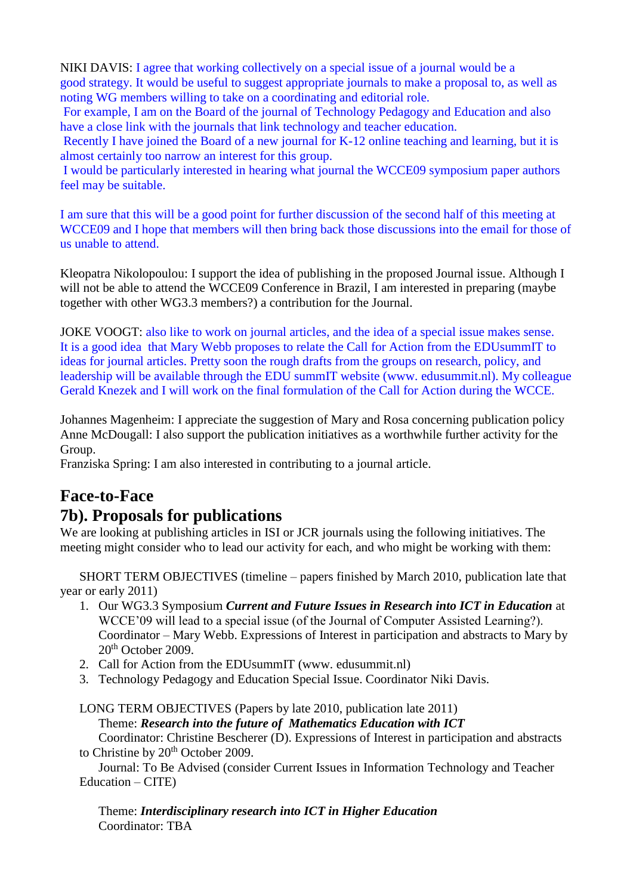NIKI DAVIS: I agree that working collectively on a special issue of a journal would be a good strategy. It would be useful to suggest appropriate journals to make a proposal to, as well as noting WG members willing to take on a coordinating and editorial role.
For example, I am on the Board of the journal of Technology Pedagogy and Education and also have a close link with the journals that link technology and teacher education.
Recently I have joined the Board of a new journal for K-12 online teaching and learning, but it is almost certainly too narrow an interest for this group.
I would be particularly interested in hearing what journal the WCCE09 symposium paper authors feel may be suitable.

I am sure that this will be a good point for further discussion of the second half of this meeting at WCCE09 and I hope that members will then bring back those discussions into the email for those of us unable to attend.

Kleopatra Nikolopoulou: I support the idea of publishing in the proposed Journal issue. Although I will not be able to attend the WCCE09 Conference in Brazil, I am interested in preparing (maybe together with other WG3.3 members?) a contribution for the Journal.

JOKE VOOGT: also like to work on journal articles, and the idea of a special issue makes sense. It is a good idea that Mary Webb proposes to relate the Call for Action from the EDUsummIT to ideas for journal articles. Pretty soon the rough drafts from the groups on research, policy, and leadership will be available through the EDU summIT website (www. edusummit.nl). My colleague Gerald Knezek and I will work on the final formulation of the Call for Action during the WCCE.

Johannes Magenheim: I appreciate the suggestion of Mary and Rosa concerning publication policy
Anne McDougall: I also support the publication initiatives as a worthwhile further activity for the Group.
Franziska Spring: I am also interested in contributing to a journal article.

## Face-to-Face

## 7b). Proposals for publications

We are looking at publishing articles in ISI or JCR journals using the following initiatives. The meeting might consider who to lead our activity for each, and who might be working with them:

SHORT TERM OBJECTIVES (timeline – papers finished by March 2010, publication late that year or early 2011)

1. Our WG3.3 Symposium ***Current and Future Issues in Research into ICT in Education*** at WCCE'09 will lead to a special issue (of the Journal of Computer Assisted Learning?). Coordinator – Mary Webb. Expressions of Interest in participation and abstracts to Mary by 20th October 2009.
2. Call for Action from the EDUsummIT (www. edusummit.nl)
3. Technology Pedagogy and Education Special Issue. Coordinator Niki Davis.

LONG TERM OBJECTIVES (Papers by late 2010, publication late 2011)

Theme: ***Research into the future of Mathematics Education with ICT***
Coordinator: Christine Bescherer (D). Expressions of Interest in participation and abstracts to Christine by 20th October 2009.
Journal: To Be Advised (consider Current Issues in Information Technology and Teacher Education – CITE)

Theme: ***Interdisciplinary research into ICT in Higher Education***
Coordinator: TBA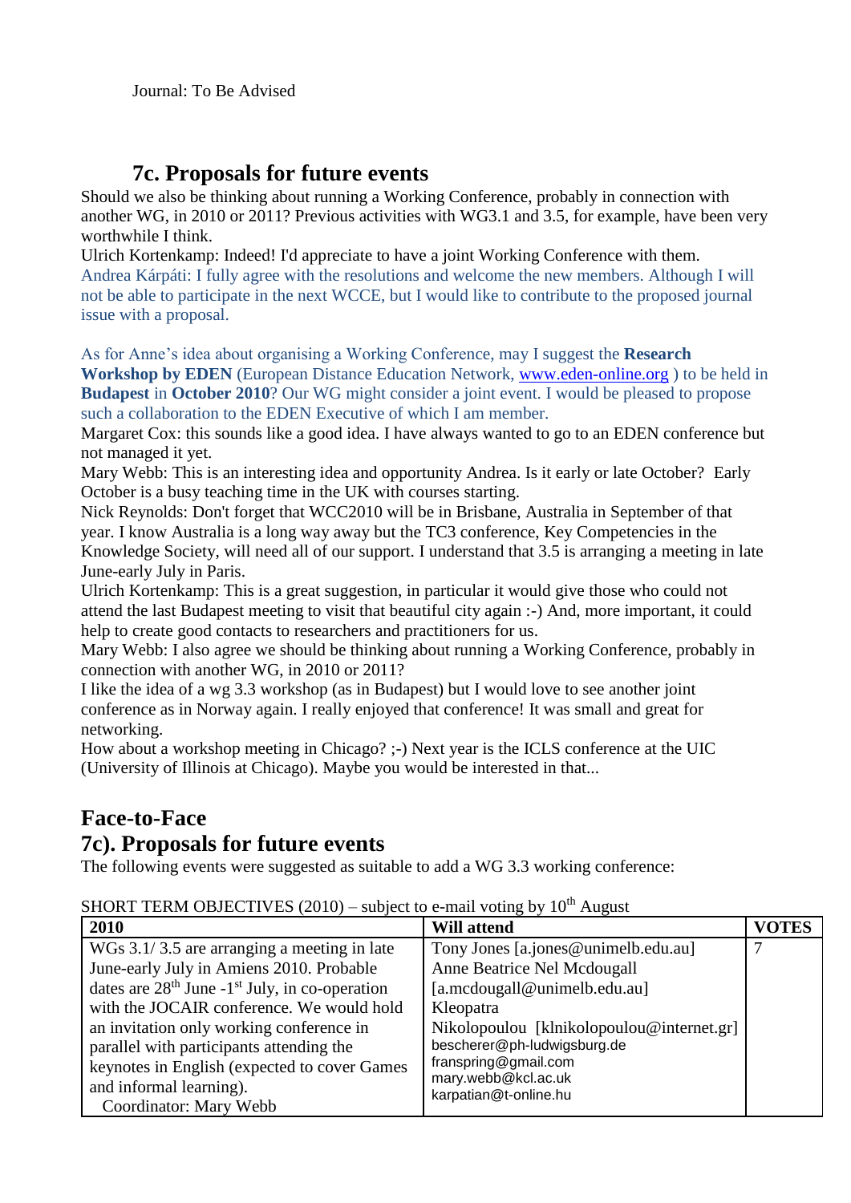Journal: To Be Advised

## 7c. Proposals for future events

Should we also be thinking about running a Working Conference, probably in connection with another WG, in 2010 or 2011? Previous activities with WG3.1 and 3.5, for example, have been very worthwhile I think.

Ulrich Kortenkamp: Indeed! I'd appreciate to have a joint Working Conference with them.

Andrea Kárpáti: I fully agree with the resolutions and welcome the new members. Although I will not be able to participate in the next WCCE, but I would like to contribute to the proposed journal issue with a proposal.

As for Anne's idea about organising a Working Conference, may I suggest the **Research Workshop by EDEN** (European Distance Education Network, www.eden-online.org ) to be held in **Budapest** in **October 2010**? Our WG might consider a joint event. I would be pleased to propose such a collaboration to the EDEN Executive of which I am member.

Margaret Cox: this sounds like a good idea. I have always wanted to go to an EDEN conference but not managed it yet.

Mary Webb: This is an interesting idea and opportunity Andrea. Is it early or late October? Early October is a busy teaching time in the UK with courses starting.

Nick Reynolds: Don't forget that WCC2010 will be in Brisbane, Australia in September of that year. I know Australia is a long way away but the TC3 conference, Key Competencies in the Knowledge Society, will need all of our support. I understand that 3.5 is arranging a meeting in late June-early July in Paris.

Ulrich Kortenkamp: This is a great suggestion, in particular it would give those who could not attend the last Budapest meeting to visit that beautiful city again :-) And, more important, it could help to create good contacts to researchers and practitioners for us.

Mary Webb: I also agree we should be thinking about running a Working Conference, probably in connection with another WG, in 2010 or 2011?

I like the idea of a wg 3.3 workshop (as in Budapest) but I would love to see another joint conference as in Norway again. I really enjoyed that conference! It was small and great for networking.

How about a workshop meeting in Chicago? ;-) Next year is the ICLS conference at the UIC (University of Illinois at Chicago). Maybe you would be interested in that...

## Face-to-Face

## 7c). Proposals for future events

The following events were suggested as suitable to add a WG 3.3 working conference:

SHORT TERM OBJECTIVES (2010) – subject to e-mail voting by 10th August

| 2010 | Will attend | VOTES |
|---|---|---|
| WGs 3.1/ 3.5 are arranging a meeting in late June-early July in Amiens 2010. Probable dates are 28th June -1st July, in co-operation with the JOCAIR conference. We would hold an invitation only working conference in parallel with participants attending the keynotes in English (expected to cover Games and informal learning). Coordinator: Mary Webb | Tony Jones [a.jones@unimelb.edu.au] Anne Beatrice Nel Mcdougall [a.mcdougall@unimelb.edu.au] Kleopatra Nikolopoulou [klnikolopoulou@internet.gr] bescherer@ph-ludwigsburg.de franspring@gmail.com mary.webb@kcl.ac.uk karpatian@t-online.hu | 7 |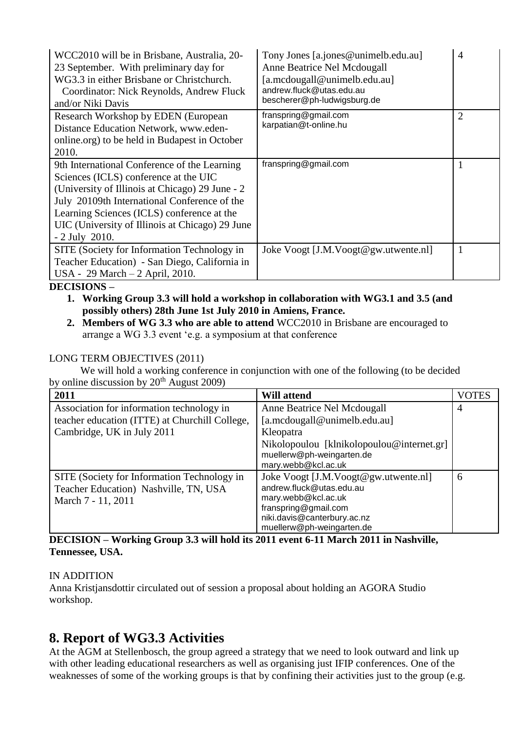| WCC2010 will be in Brisbane, Australia, 20-23 September. With preliminary day for WG3.3 in either Brisbane or Christchurch. Coordinator: Nick Reynolds, Andrew Fluck and/or Niki Davis | Tony Jones [a.jones@unimelb.edu.au] Anne Beatrice Nel Mcdougall [a.mcdougall@unimelb.edu.au] andrew.fluck@utas.edu.au bescherer@ph-ludwigsburg.de | 4 |
|---|---|---|
| Research Workshop by EDEN (European Distance Education Network, www.eden-online.org) to be held in Budapest in October 2010. | franspring@gmail.com karpatian@t-online.hu | 2 |
| 9th International Conference of the Learning Sciences (ICLS) conference at the UIC (University of Illinois at Chicago) 29 June - 2 July 20109th International Conference of the Learning Sciences (ICLS) conference at the UIC (University of Illinois at Chicago) 29 June - 2 July 2010. | franspring@gmail.com | 1 |
| SITE (Society for Information Technology in Teacher Education) - San Diego, California in USA - 29 March – 2 April, 2010. | Joke Voogt [J.M.Voogt@gw.utwente.nl] | 1 |

**DECISIONS –**

1. **Working Group 3.3 will hold a workshop in collaboration with WG3.1 and 3.5 (and possibly others) 28th June 1st July 2010 in Amiens, France.**
2. **Members of WG 3.3 who are able to attend** WCC2010 in Brisbane are encouraged to arrange a WG 3.3 event 'e.g. a symposium at that conference

LONG TERM OBJECTIVES (2011)

We will hold a working conference in conjunction with one of the following (to be decided by online discussion by 20th August 2009)

| 2011 | Will attend | VOTES |
|---|---|---|
| Association for information technology in teacher education (ITTE) at Churchill College, Cambridge, UK in July 2011 | Anne Beatrice Nel Mcdougall [a.mcdougall@unimelb.edu.au] Kleopatra Nikolopoulou [klnikolopoulou@internet.gr] muellerw@ph-weingarten.de mary.webb@kcl.ac.uk | 4 |
| SITE (Society for Information Technology in Teacher Education) Nashville, TN, USA March 7 - 11, 2011 | Joke Voogt [J.M.Voogt@gw.utwente.nl] andrew.fluck@utas.edu.au mary.webb@kcl.ac.uk franspring@gmail.com niki.davis@canterbury.ac.nz muellerw@ph-weingarten.de | 6 |

**DECISION – Working Group 3.3 will hold its 2011 event 6-11 March 2011 in Nashville, Tennessee, USA.**

IN ADDITION

Anna Kristjansdottir circulated out of session a proposal about holding an AGORA Studio workshop.

## 8. Report of WG3.3 Activities

At the AGM at Stellenbosch, the group agreed a strategy that we need to look outward and link up with other leading educational researchers as well as organising just IFIP conferences. One of the weaknesses of some of the working groups is that by confining their activities just to the group (e.g.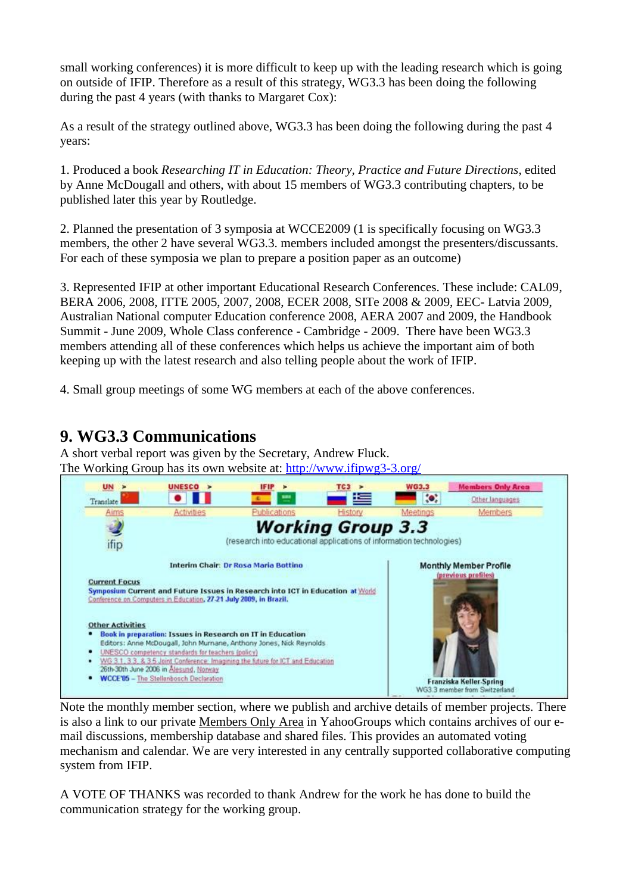small working conferences) it is more difficult to keep up with the leading research which is going on outside of IFIP. Therefore as a result of this strategy, WG3.3 has been doing the following during the past 4 years (with thanks to Margaret Cox):

As a result of the strategy outlined above, WG3.3 has been doing the following during the past 4 years:

1. Produced a book *Researching IT in Education: Theory, Practice and Future Directions*, edited by Anne McDougall and others, with about 15 members of WG3.3 contributing chapters, to be published later this year by Routledge.

2. Planned the presentation of 3 symposia at WCCE2009 (1 is specifically focusing on WG3.3 members, the other 2 have several WG3.3. members included amongst the presenters/discussants. For each of these symposia we plan to prepare a position paper as an outcome)

3. Represented IFIP at other important Educational Research Conferences. These include: CAL09, BERA 2006, 2008, ITTE 2005, 2007, 2008, ECER 2008, SITe 2008 & 2009, EEC- Latvia 2009, Australian National computer Education conference 2008, AERA 2007 and 2009, the Handbook Summit - June 2009, Whole Class conference - Cambridge - 2009. There have been WG3.3 members attending all of these conferences which helps us achieve the important aim of both keeping up with the latest research and also telling people about the work of IFIP.

4. Small group meetings of some WG members at each of the above conferences.

## 9. WG3.3 Communications

A short verbal report was given by the Secretary, Andrew Fluck.
The Working Group has its own website at: http://www.ifipwg3-3.org/

Note the monthly member section, where we publish and archive details of member projects. There is also a link to our private Members Only Area in YahooGroups which contains archives of our e-mail discussions, membership database and shared files. This provides an automated voting mechanism and calendar. We are very interested in any centrally supported collaborative computing system from IFIP.

A VOTE OF THANKS was recorded to thank Andrew for the work he has done to build the communication strategy for the working group.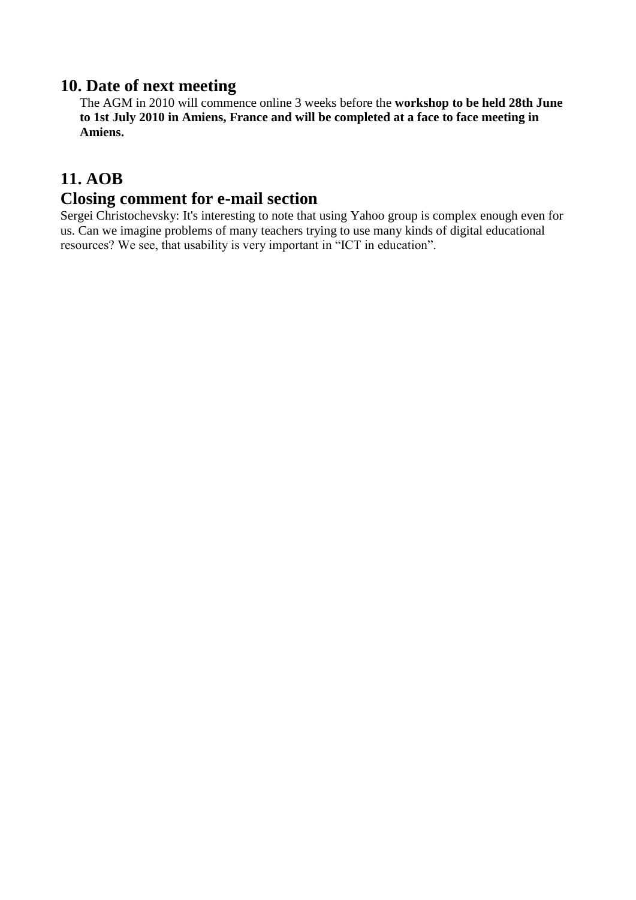## 10. Date of next meeting

The AGM in 2010 will commence online 3 weeks before the **workshop to be held 28th June to 1st July 2010 in Amiens, France and will be completed at a face to face meeting in Amiens.**

## 11. AOB

## Closing comment for e-mail section

Sergei Christochevsky: It's interesting to note that using Yahoo group is complex enough even for us. Can we imagine problems of many teachers trying to use many kinds of digital educational resources? We see, that usability is very important in "ICT in education".